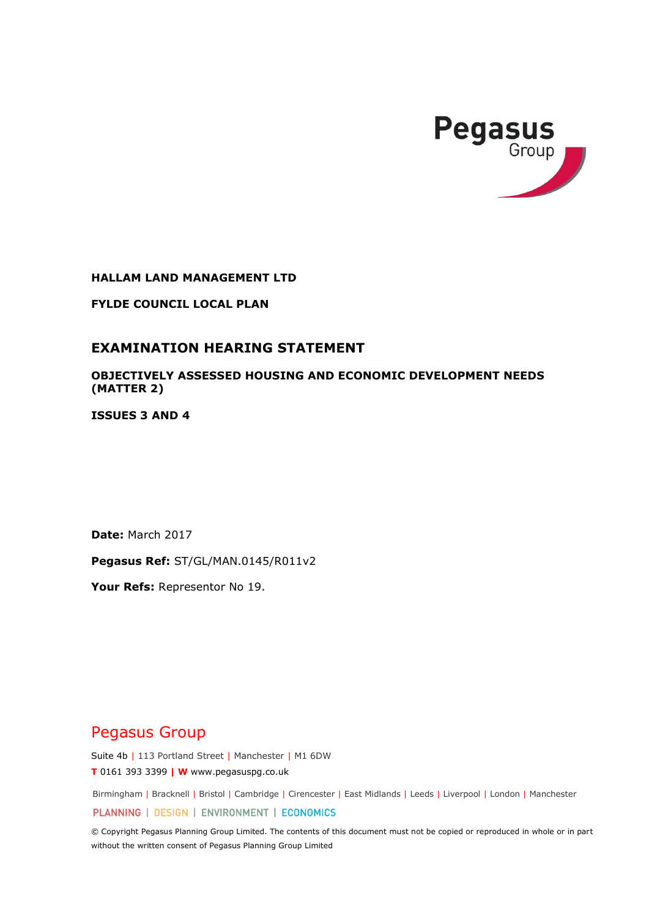Pegasus Group

**HALLAM LAND MANAGEMENT LTD**

**FYLDE COUNCIL LOCAL PLAN**

# EXAMINATION HEARING STATEMENT

## OBJECTIVELY ASSESSED HOUSING AND ECONOMIC DEVELOPMENT NEEDS (MATTER 2)

## ISSUES 3 AND 4

**Date:** March 2017

**Pegasus Ref:** ST/GL/MAN.0145/R011v2

**Your Refs:** Representor No 19.

Pegasus Group

Suite 4b | 113 Portland Street | Manchester | M1 6DW

**T** 0161 393 3399 | **W** www.pegasuspg.co.uk

Birmingham | Bracknell | Bristol | Cambridge | Cirencester | East Midlands | Leeds | Liverpool | London | Manchester

PLANNING | DESIGN | ENVIRONMENT | ECONOMICS

© Copyright Pegasus Planning Group Limited. The contents of this document must not be copied or reproduced in whole or in part without the written consent of Pegasus Planning Group Limited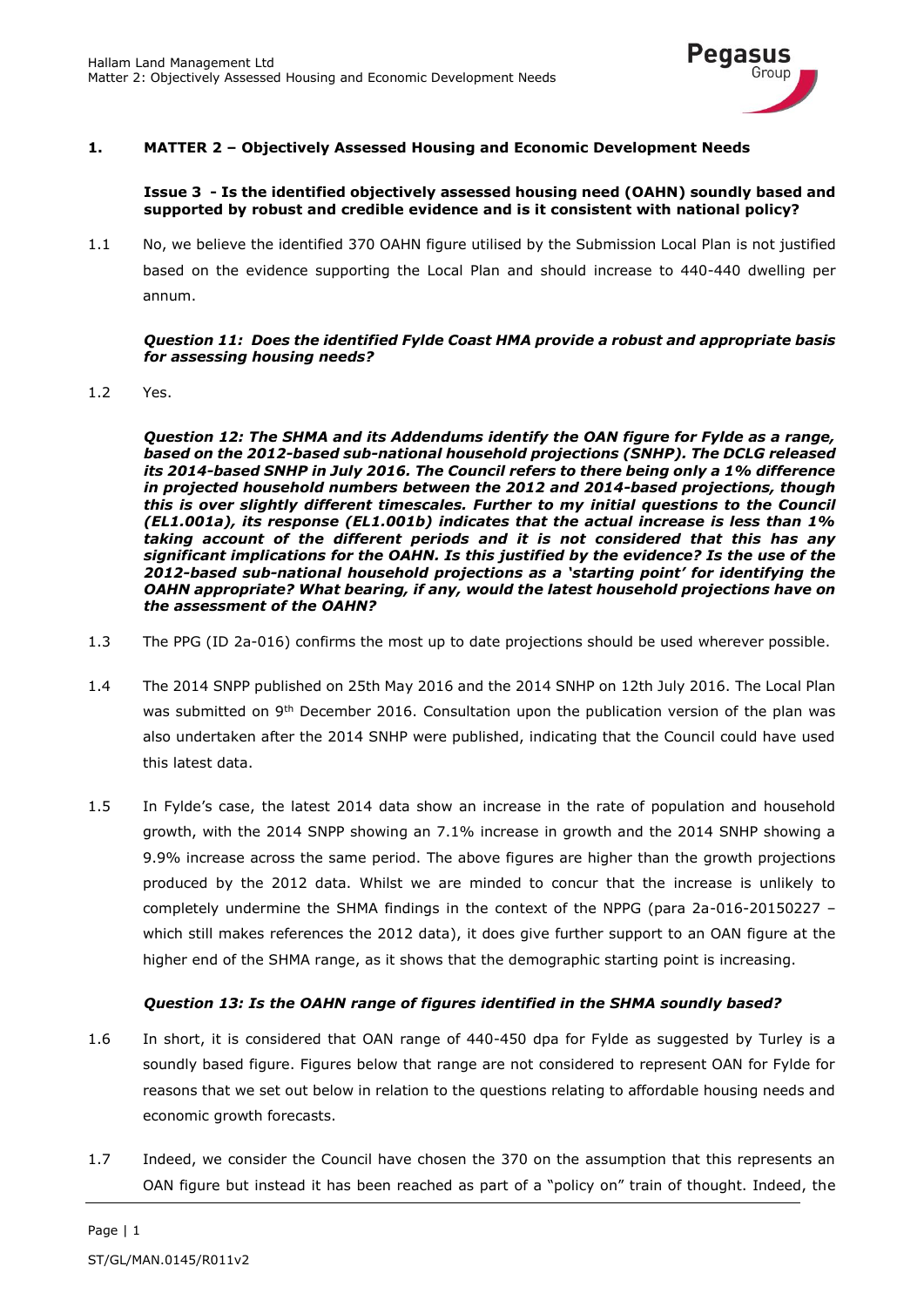## 1. MATTER 2 – Objectively Assessed Housing and Economic Development Needs

**Issue 3 - Is the identified objectively assessed housing need (OAHN) soundly based and supported by robust and credible evidence and is it consistent with national policy?**

1.1 No, we believe the identified 370 OAHN figure utilised by the Submission Local Plan is not justified based on the evidence supporting the Local Plan and should increase to 440-440 dwelling per annum.

***Question 11: Does the identified Fylde Coast HMA provide a robust and appropriate basis for assessing housing needs?***

1.2 Yes.

***Question 12: The SHMA and its Addendums identify the OAN figure for Fylde as a range, based on the 2012-based sub-national household projections (SNHP). The DCLG released its 2014-based SNHP in July 2016. The Council refers to there being only a 1% difference in projected household numbers between the 2012 and 2014-based projections, though this is over slightly different timescales. Further to my initial questions to the Council (EL1.001a), its response (EL1.001b) indicates that the actual increase is less than 1% taking account of the different periods and it is not considered that this has any significant implications for the OAHN. Is this justified by the evidence? Is the use of the 2012-based sub-national household projections as a 'starting point' for identifying the OAHN appropriate? What bearing, if any, would the latest household projections have on the assessment of the OAHN?***

1.3 The PPG (ID 2a-016) confirms the most up to date projections should be used wherever possible.

1.4 The 2014 SNPP published on 25th May 2016 and the 2014 SNHP on 12th July 2016. The Local Plan was submitted on 9th December 2016. Consultation upon the publication version of the plan was also undertaken after the 2014 SNHP were published, indicating that the Council could have used this latest data.

1.5 In Fylde's case, the latest 2014 data show an increase in the rate of population and household growth, with the 2014 SNPP showing an 7.1% increase in growth and the 2014 SNHP showing a 9.9% increase across the same period. The above figures are higher than the growth projections produced by the 2012 data. Whilst we are minded to concur that the increase is unlikely to completely undermine the SHMA findings in the context of the NPPG (para 2a-016-20150227 – which still makes references the 2012 data), it does give further support to an OAN figure at the higher end of the SHMA range, as it shows that the demographic starting point is increasing.

***Question 13: Is the OAHN range of figures identified in the SHMA soundly based?***

1.6 In short, it is considered that OAN range of 440-450 dpa for Fylde as suggested by Turley is a soundly based figure. Figures below that range are not considered to represent OAN for Fylde for reasons that we set out below in relation to the questions relating to affordable housing needs and economic growth forecasts.

1.7 Indeed, we consider the Council have chosen the 370 on the assumption that this represents an OAN figure but instead it has been reached as part of a "policy on" train of thought. Indeed, the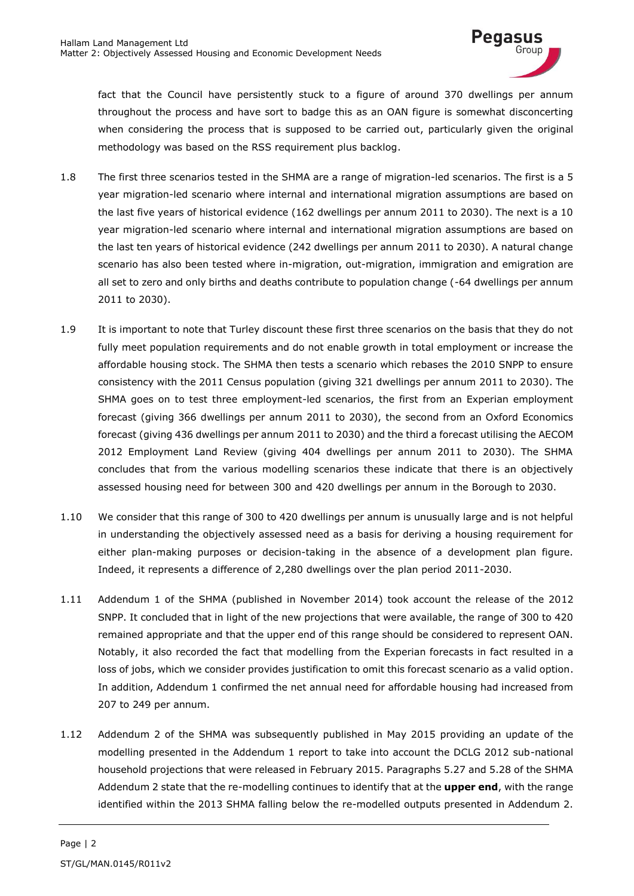fact that the Council have persistently stuck to a figure of around 370 dwellings per annum throughout the process and have sort to badge this as an OAN figure is somewhat disconcerting when considering the process that is supposed to be carried out, particularly given the original methodology was based on the RSS requirement plus backlog.

1.8 The first three scenarios tested in the SHMA are a range of migration-led scenarios. The first is a 5 year migration-led scenario where internal and international migration assumptions are based on the last five years of historical evidence (162 dwellings per annum 2011 to 2030). The next is a 10 year migration-led scenario where internal and international migration assumptions are based on the last ten years of historical evidence (242 dwellings per annum 2011 to 2030). A natural change scenario has also been tested where in-migration, out-migration, immigration and emigration are all set to zero and only births and deaths contribute to population change (-64 dwellings per annum 2011 to 2030).

1.9 It is important to note that Turley discount these first three scenarios on the basis that they do not fully meet population requirements and do not enable growth in total employment or increase the affordable housing stock. The SHMA then tests a scenario which rebases the 2010 SNPP to ensure consistency with the 2011 Census population (giving 321 dwellings per annum 2011 to 2030). The SHMA goes on to test three employment-led scenarios, the first from an Experian employment forecast (giving 366 dwellings per annum 2011 to 2030), the second from an Oxford Economics forecast (giving 436 dwellings per annum 2011 to 2030) and the third a forecast utilising the AECOM 2012 Employment Land Review (giving 404 dwellings per annum 2011 to 2030). The SHMA concludes that from the various modelling scenarios these indicate that there is an objectively assessed housing need for between 300 and 420 dwellings per annum in the Borough to 2030.

1.10 We consider that this range of 300 to 420 dwellings per annum is unusually large and is not helpful in understanding the objectively assessed need as a basis for deriving a housing requirement for either plan-making purposes or decision-taking in the absence of a development plan figure. Indeed, it represents a difference of 2,280 dwellings over the plan period 2011-2030.

1.11 Addendum 1 of the SHMA (published in November 2014) took account the release of the 2012 SNPP. It concluded that in light of the new projections that were available, the range of 300 to 420 remained appropriate and that the upper end of this range should be considered to represent OAN. Notably, it also recorded the fact that modelling from the Experian forecasts in fact resulted in a loss of jobs, which we consider provides justification to omit this forecast scenario as a valid option. In addition, Addendum 1 confirmed the net annual need for affordable housing had increased from 207 to 249 per annum.

1.12 Addendum 2 of the SHMA was subsequently published in May 2015 providing an update of the modelling presented in the Addendum 1 report to take into account the DCLG 2012 sub-national household projections that were released in February 2015. Paragraphs 5.27 and 5.28 of the SHMA Addendum 2 state that the re-modelling continues to identify that at the **upper end**, with the range identified within the 2013 SHMA falling below the re-modelled outputs presented in Addendum 2.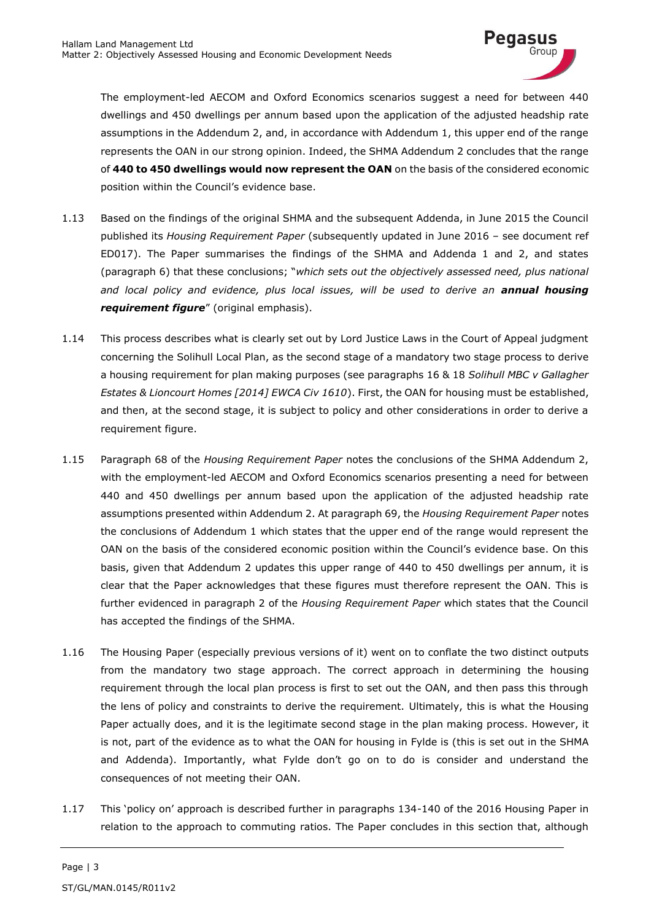The employment-led AECOM and Oxford Economics scenarios suggest a need for between 440 dwellings and 450 dwellings per annum based upon the application of the adjusted headship rate assumptions in the Addendum 2, and, in accordance with Addendum 1, this upper end of the range represents the OAN in our strong opinion. Indeed, the SHMA Addendum 2 concludes that the range of **440 to 450 dwellings would now represent the OAN** on the basis of the considered economic position within the Council's evidence base.

1.13 Based on the findings of the original SHMA and the subsequent Addenda, in June 2015 the Council published its *Housing Requirement Paper* (subsequently updated in June 2016 – see document ref ED017). The Paper summarises the findings of the SHMA and Addenda 1 and 2, and states (paragraph 6) that these conclusions; "*which sets out the objectively assessed need, plus national and local policy and evidence, plus local issues, will be used to derive an **annual housing requirement figure***" (original emphasis).

1.14 This process describes what is clearly set out by Lord Justice Laws in the Court of Appeal judgment concerning the Solihull Local Plan, as the second stage of a mandatory two stage process to derive a housing requirement for plan making purposes (see paragraphs 16 & 18 *Solihull MBC v Gallagher Estates & Lioncourt Homes [2014] EWCA Civ 1610*). First, the OAN for housing must be established, and then, at the second stage, it is subject to policy and other considerations in order to derive a requirement figure.

1.15 Paragraph 68 of the *Housing Requirement Paper* notes the conclusions of the SHMA Addendum 2, with the employment-led AECOM and Oxford Economics scenarios presenting a need for between 440 and 450 dwellings per annum based upon the application of the adjusted headship rate assumptions presented within Addendum 2. At paragraph 69, the *Housing Requirement Paper* notes the conclusions of Addendum 1 which states that the upper end of the range would represent the OAN on the basis of the considered economic position within the Council's evidence base. On this basis, given that Addendum 2 updates this upper range of 440 to 450 dwellings per annum, it is clear that the Paper acknowledges that these figures must therefore represent the OAN. This is further evidenced in paragraph 2 of the *Housing Requirement Paper* which states that the Council has accepted the findings of the SHMA.

1.16 The Housing Paper (especially previous versions of it) went on to conflate the two distinct outputs from the mandatory two stage approach. The correct approach in determining the housing requirement through the local plan process is first to set out the OAN, and then pass this through the lens of policy and constraints to derive the requirement. Ultimately, this is what the Housing Paper actually does, and it is the legitimate second stage in the plan making process. However, it is not, part of the evidence as to what the OAN for housing in Fylde is (this is set out in the SHMA and Addenda). Importantly, what Fylde don't go on to do is consider and understand the consequences of not meeting their OAN.

1.17 This 'policy on' approach is described further in paragraphs 134-140 of the 2016 Housing Paper in relation to the approach to commuting ratios. The Paper concludes in this section that, although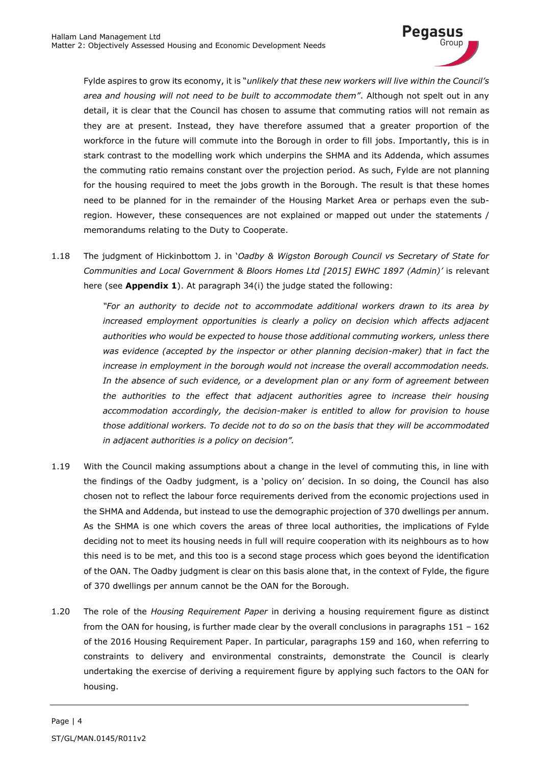Fylde aspires to grow its economy, it is "*unlikely that these new workers will live within the Council's area and housing will not need to be built to accommodate them"*. Although not spelt out in any detail, it is clear that the Council has chosen to assume that commuting ratios will not remain as they are at present. Instead, they have therefore assumed that a greater proportion of the workforce in the future will commute into the Borough in order to fill jobs. Importantly, this is in stark contrast to the modelling work which underpins the SHMA and its Addenda, which assumes the commuting ratio remains constant over the projection period. As such, Fylde are not planning for the housing required to meet the jobs growth in the Borough. The result is that these homes need to be planned for in the remainder of the Housing Market Area or perhaps even the sub-region. However, these consequences are not explained or mapped out under the statements / memorandums relating to the Duty to Cooperate.

1.18 The judgment of Hickinbottom J. in '*Oadby & Wigston Borough Council vs Secretary of State for Communities and Local Government & Bloors Homes Ltd [2015] EWHC 1897 (Admin)'* is relevant here (see **Appendix 1**). At paragraph 34(i) the judge stated the following:

> *"For an authority to decide not to accommodate additional workers drawn to its area by increased employment opportunities is clearly a policy on decision which affects adjacent authorities who would be expected to house those additional commuting workers, unless there was evidence (accepted by the inspector or other planning decision-maker) that in fact the increase in employment in the borough would not increase the overall accommodation needs. In the absence of such evidence, or a development plan or any form of agreement between the authorities to the effect that adjacent authorities agree to increase their housing accommodation accordingly, the decision-maker is entitled to allow for provision to house those additional workers. To decide not to do so on the basis that they will be accommodated in adjacent authorities is a policy on decision".*

1.19 With the Council making assumptions about a change in the level of commuting this, in line with the findings of the Oadby judgment, is a 'policy on' decision. In so doing, the Council has also chosen not to reflect the labour force requirements derived from the economic projections used in the SHMA and Addenda, but instead to use the demographic projection of 370 dwellings per annum. As the SHMA is one which covers the areas of three local authorities, the implications of Fylde deciding not to meet its housing needs in full will require cooperation with its neighbours as to how this need is to be met, and this too is a second stage process which goes beyond the identification of the OAN. The Oadby judgment is clear on this basis alone that, in the context of Fylde, the figure of 370 dwellings per annum cannot be the OAN for the Borough.

1.20 The role of the *Housing Requirement Paper* in deriving a housing requirement figure as distinct from the OAN for housing, is further made clear by the overall conclusions in paragraphs 151 – 162 of the 2016 Housing Requirement Paper. In particular, paragraphs 159 and 160, when referring to constraints to delivery and environmental constraints, demonstrate the Council is clearly undertaking the exercise of deriving a requirement figure by applying such factors to the OAN for housing.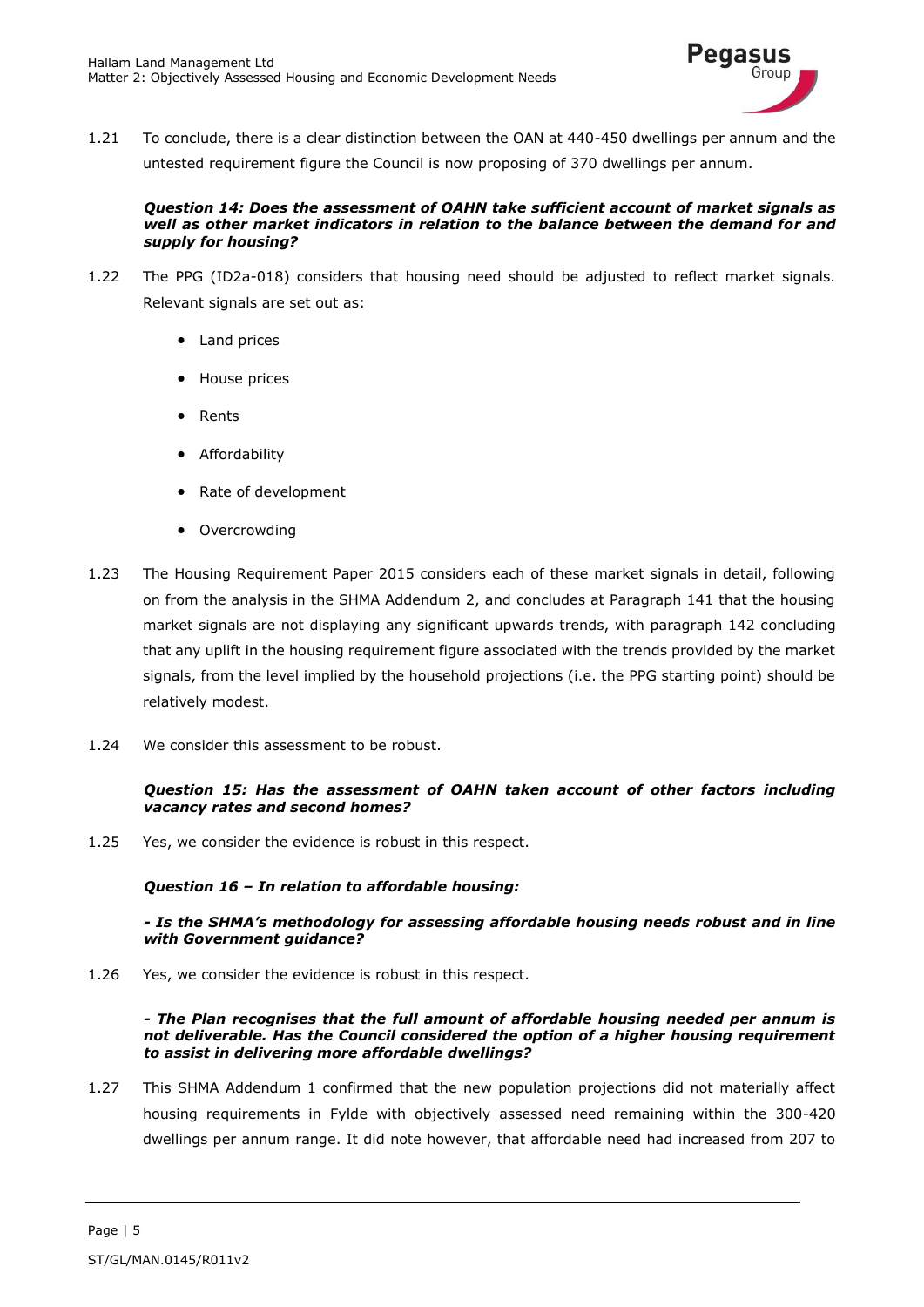1.21 To conclude, there is a clear distinction between the OAN at 440-450 dwellings per annum and the untested requirement figure the Council is now proposing of 370 dwellings per annum.

***Question 14: Does the assessment of OAHN take sufficient account of market signals as well as other market indicators in relation to the balance between the demand for and supply for housing?***

1.22 The PPG (ID2a-018) considers that housing need should be adjusted to reflect market signals. Relevant signals are set out as:

- Land prices
- House prices
- Rents
- Affordability
- Rate of development
- Overcrowding

1.23 The Housing Requirement Paper 2015 considers each of these market signals in detail, following on from the analysis in the SHMA Addendum 2, and concludes at Paragraph 141 that the housing market signals are not displaying any significant upwards trends, with paragraph 142 concluding that any uplift in the housing requirement figure associated with the trends provided by the market signals, from the level implied by the household projections (i.e. the PPG starting point) should be relatively modest.

1.24 We consider this assessment to be robust.

***Question 15: Has the assessment of OAHN taken account of other factors including vacancy rates and second homes?***

1.25 Yes, we consider the evidence is robust in this respect.

***Question 16 – In relation to affordable housing:***

***- Is the SHMA's methodology for assessing affordable housing needs robust and in line with Government guidance?***

1.26 Yes, we consider the evidence is robust in this respect.

***- The Plan recognises that the full amount of affordable housing needed per annum is not deliverable. Has the Council considered the option of a higher housing requirement to assist in delivering more affordable dwellings?***

1.27 This SHMA Addendum 1 confirmed that the new population projections did not materially affect housing requirements in Fylde with objectively assessed need remaining within the 300-420 dwellings per annum range. It did note however, that affordable need had increased from 207 to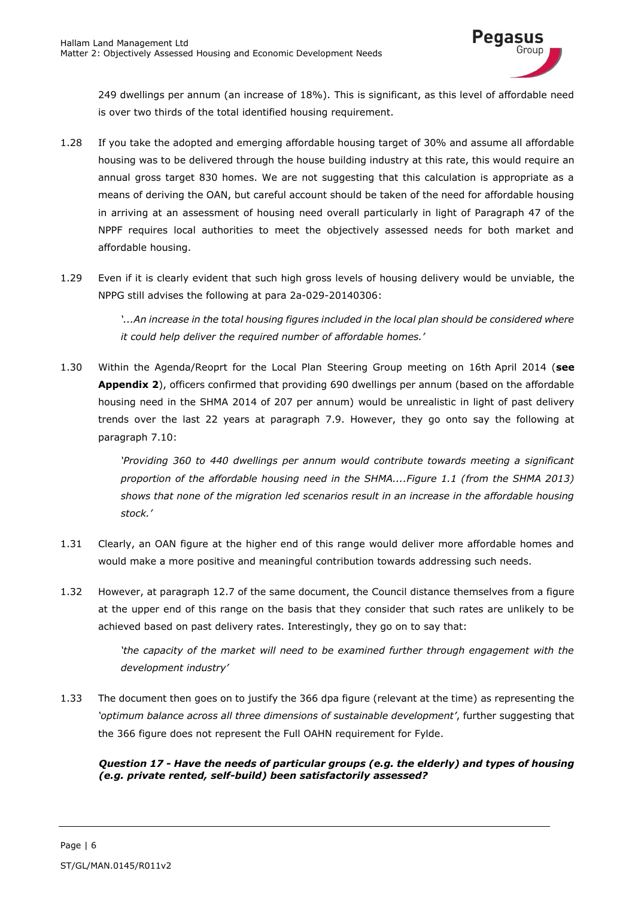249 dwellings per annum (an increase of 18%). This is significant, as this level of affordable need is over two thirds of the total identified housing requirement.

1.28 If you take the adopted and emerging affordable housing target of 30% and assume all affordable housing was to be delivered through the house building industry at this rate, this would require an annual gross target 830 homes. We are not suggesting that this calculation is appropriate as a means of deriving the OAN, but careful account should be taken of the need for affordable housing in arriving at an assessment of housing need overall particularly in light of Paragraph 47 of the NPPF requires local authorities to meet the objectively assessed needs for both market and affordable housing.

1.29 Even if it is clearly evident that such high gross levels of housing delivery would be unviable, the NPPG still advises the following at para 2a-029-20140306:

> *'...An increase in the total housing figures included in the local plan should be considered where it could help deliver the required number of affordable homes.'*

1.30 Within the Agenda/Reoprt for the Local Plan Steering Group meeting on 16th April 2014 (**see Appendix 2**), officers confirmed that providing 690 dwellings per annum (based on the affordable housing need in the SHMA 2014 of 207 per annum) would be unrealistic in light of past delivery trends over the last 22 years at paragraph 7.9. However, they go onto say the following at paragraph 7.10:

> *'Providing 360 to 440 dwellings per annum would contribute towards meeting a significant proportion of the affordable housing need in the SHMA....Figure 1.1 (from the SHMA 2013) shows that none of the migration led scenarios result in an increase in the affordable housing stock.'*

1.31 Clearly, an OAN figure at the higher end of this range would deliver more affordable homes and would make a more positive and meaningful contribution towards addressing such needs.

1.32 However, at paragraph 12.7 of the same document, the Council distance themselves from a figure at the upper end of this range on the basis that they consider that such rates are unlikely to be achieved based on past delivery rates. Interestingly, they go on to say that:

> *'the capacity of the market will need to be examined further through engagement with the development industry'*

1.33 The document then goes on to justify the 366 dpa figure (relevant at the time) as representing the *'optimum balance across all three dimensions of sustainable development'*, further suggesting that the 366 figure does not represent the Full OAHN requirement for Fylde.

***Question 17 - Have the needs of particular groups (e.g. the elderly) and types of housing (e.g. private rented, self-build) been satisfactorily assessed?***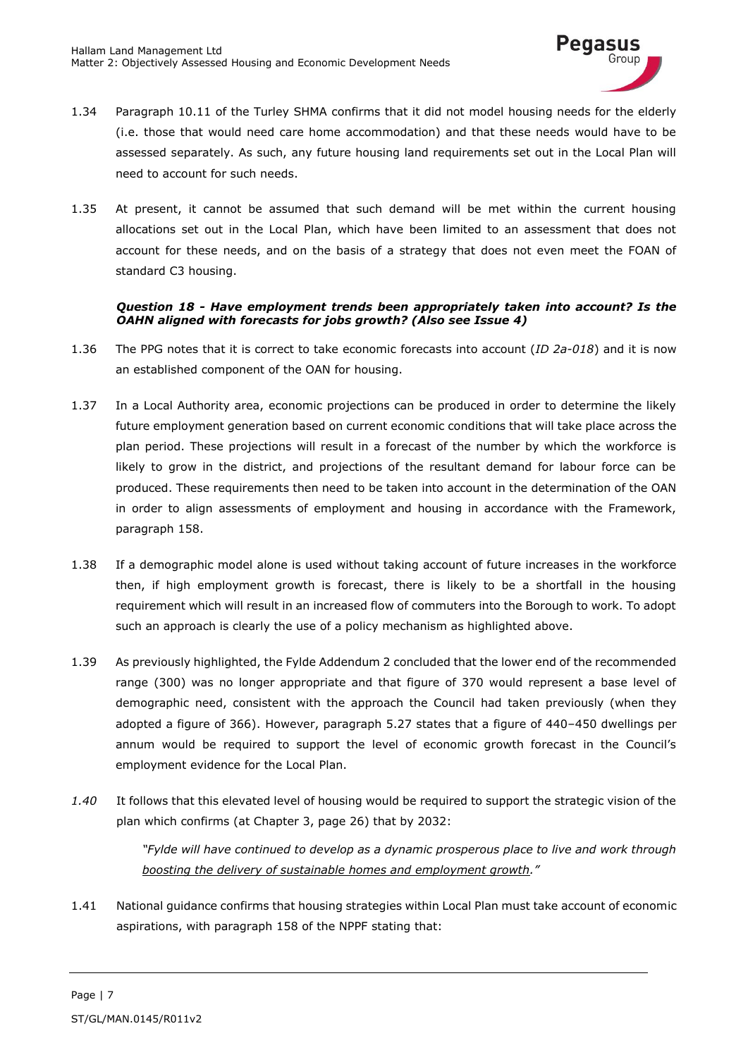1.34 Paragraph 10.11 of the Turley SHMA confirms that it did not model housing needs for the elderly (i.e. those that would need care home accommodation) and that these needs would have to be assessed separately. As such, any future housing land requirements set out in the Local Plan will need to account for such needs.

1.35 At present, it cannot be assumed that such demand will be met within the current housing allocations set out in the Local Plan, which have been limited to an assessment that does not account for these needs, and on the basis of a strategy that does not even meet the FOAN of standard C3 housing.

***Question 18 - Have employment trends been appropriately taken into account? Is the OAHN aligned with forecasts for jobs growth? (Also see Issue 4)***

1.36 The PPG notes that it is correct to take economic forecasts into account (*ID 2a-018*) and it is now an established component of the OAN for housing.

1.37 In a Local Authority area, economic projections can be produced in order to determine the likely future employment generation based on current economic conditions that will take place across the plan period. These projections will result in a forecast of the number by which the workforce is likely to grow in the district, and projections of the resultant demand for labour force can be produced. These requirements then need to be taken into account in the determination of the OAN in order to align assessments of employment and housing in accordance with the Framework, paragraph 158.

1.38 If a demographic model alone is used without taking account of future increases in the workforce then, if high employment growth is forecast, there is likely to be a shortfall in the housing requirement which will result in an increased flow of commuters into the Borough to work. To adopt such an approach is clearly the use of a policy mechanism as highlighted above.

1.39 As previously highlighted, the Fylde Addendum 2 concluded that the lower end of the recommended range (300) was no longer appropriate and that figure of 370 would represent a base level of demographic need, consistent with the approach the Council had taken previously (when they adopted a figure of 366). However, paragraph 5.27 states that a figure of 440–450 dwellings per annum would be required to support the level of economic growth forecast in the Council's employment evidence for the Local Plan.

*1.40* It follows that this elevated level of housing would be required to support the strategic vision of the plan which confirms (at Chapter 3, page 26) that by 2032:

> *"Fylde will have continued to develop as a dynamic prosperous place to live and work through boosting the delivery of sustainable homes and employment growth."*

1.41 National guidance confirms that housing strategies within Local Plan must take account of economic aspirations, with paragraph 158 of the NPPF stating that: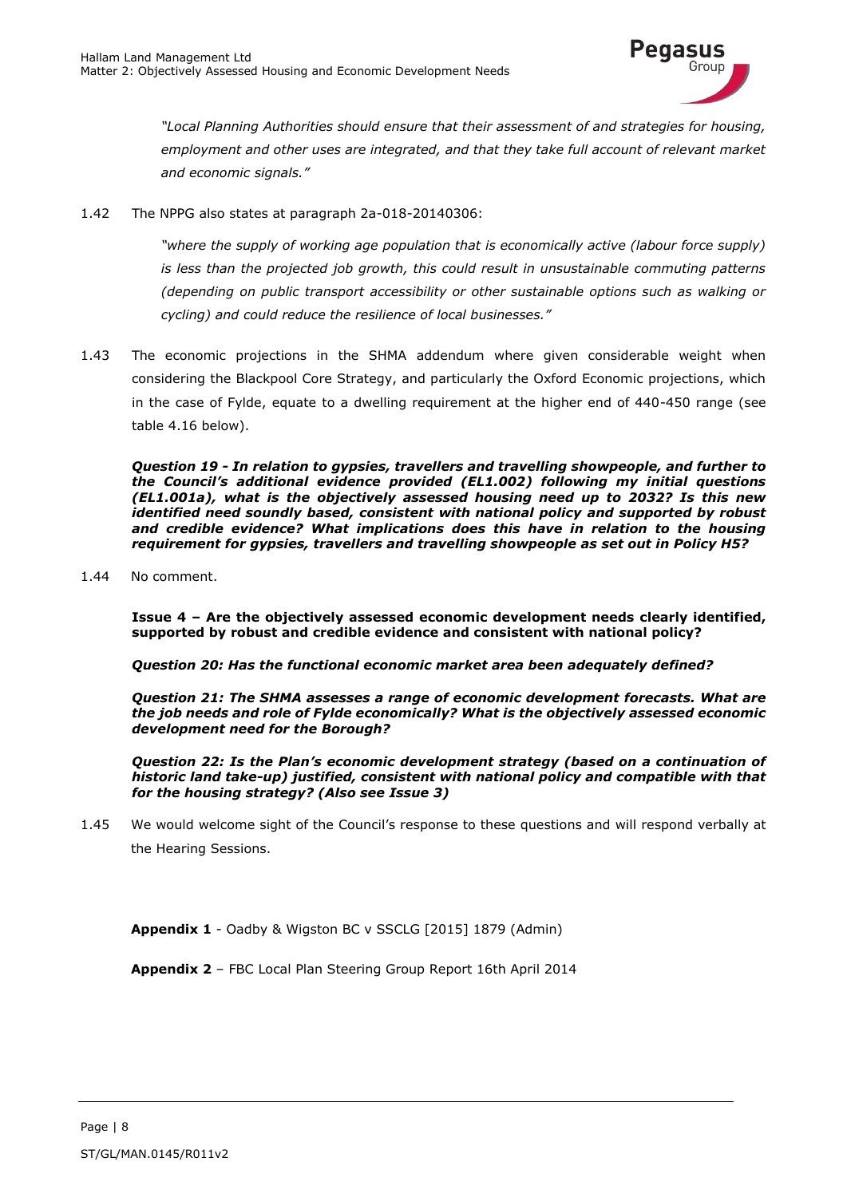*"Local Planning Authorities should ensure that their assessment of and strategies for housing, employment and other uses are integrated, and that they take full account of relevant market and economic signals."*

1.42 The NPPG also states at paragraph 2a-018-20140306:

*"where the supply of working age population that is economically active (labour force supply) is less than the projected job growth, this could result in unsustainable commuting patterns (depending on public transport accessibility or other sustainable options such as walking or cycling) and could reduce the resilience of local businesses."*

1.43 The economic projections in the SHMA addendum where given considerable weight when considering the Blackpool Core Strategy, and particularly the Oxford Economic projections, which in the case of Fylde, equate to a dwelling requirement at the higher end of 440-450 range (see table 4.16 below).

***Question 19 - In relation to gypsies, travellers and travelling showpeople, and further to the Council's additional evidence provided (EL1.002) following my initial questions (EL1.001a), what is the objectively assessed housing need up to 2032? Is this new identified need soundly based, consistent with national policy and supported by robust and credible evidence? What implications does this have in relation to the housing requirement for gypsies, travellers and travelling showpeople as set out in Policy H5?***

1.44 No comment.

**Issue 4 – Are the objectively assessed economic development needs clearly identified, supported by robust and credible evidence and consistent with national policy?**

***Question 20: Has the functional economic market area been adequately defined?***

***Question 21: The SHMA assesses a range of economic development forecasts. What are the job needs and role of Fylde economically? What is the objectively assessed economic development need for the Borough?***

***Question 22: Is the Plan's economic development strategy (based on a continuation of historic land take-up) justified, consistent with national policy and compatible with that for the housing strategy? (Also see Issue 3)***

1.45 We would welcome sight of the Council's response to these questions and will respond verbally at the Hearing Sessions.

**Appendix 1** - Oadby & Wigston BC v SSCLG [2015] 1879 (Admin)

**Appendix 2** – FBC Local Plan Steering Group Report 16th April 2014